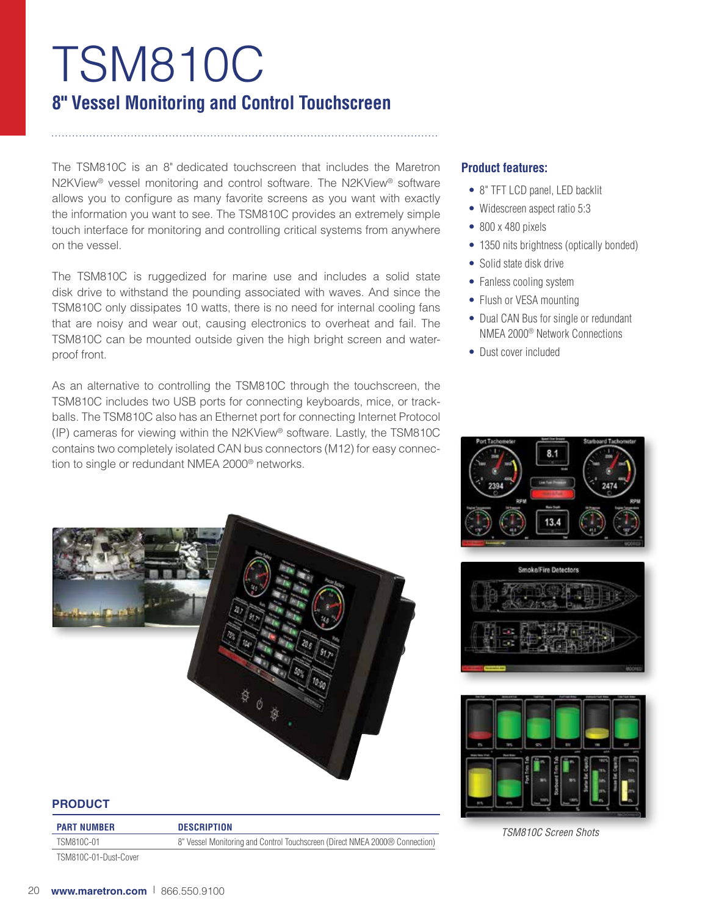# TSM810C

## 8" Vessel Monitoring and Control Touchscreen

The TSM810C is an 8" dedicated touchscreen that includes the Maretron N2KView® vessel monitoring and control software. The N2KView® software allows you to configure as many favorite screens as you want with exactly the information you want to see. The TSM810C provides an extremely simple touch interface for monitoring and controlling critical systems from anywhere on the vessel.

The TSM810C is ruggedized for marine use and includes a solid state disk drive to withstand the pounding associated with waves. And since the TSM810C only dissipates 10 watts, there is no need for internal cooling fans that are noisy and wear out, causing electronics to overheat and fail. The TSM810C can be mounted outside given the high bright screen and water-proof front.

As an alternative to controlling the TSM810C through the touchscreen, the TSM810C includes two USB ports for connecting keyboards, mice, or track-balls. The TSM810C also has an Ethernet port for connecting Internet Protocol (IP) cameras for viewing within the N2KView® software. Lastly, the TSM810C contains two completely isolated CAN bus connectors (M12) for easy connection to single or redundant NMEA 2000® networks.

### Product features:

- 8" TFT LCD panel, LED backlit
- Widescreen aspect ratio 5:3
- 800 x 480 pixels
- 1350 nits brightness (optically bonded)
- Solid state disk drive
- Fanless cooling system
- Flush or VESA mounting
- Dual CAN Bus for single or redundant NMEA 2000® Network Connections
- Dust cover included

*TSM810C Screen Shots*

### PRODUCT

| PART NUMBER | DESCRIPTION |
|---|---|
| TSM810C-01 | 8" Vessel Monitoring and Control Touchscreen (Direct NMEA 2000® Connection) |
| TSM810C-01-Dust-Cover | |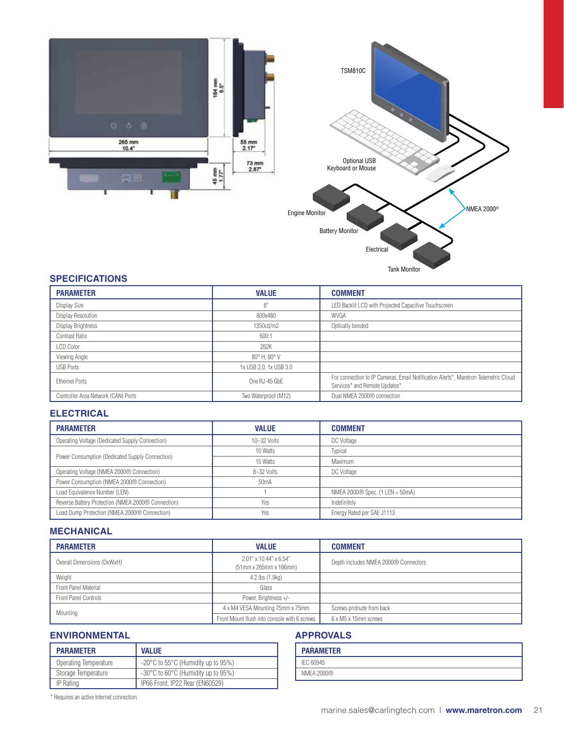264 mm
10.4"

164 mm
6.5"

55 mm
2.17"

73 mm
2.87"

45 mm
1.77"

TSM810C

Optional USB Keyboard or Mouse

Engine Monitor

Battery Monitor

Electrical

Tank Monitor

NMEA 2000®

## SPECIFICATIONS

| PARAMETER | VALUE | COMMENT |
|---|---|---|
| Display Size | 8" | LED Backlit LCD with Projected Capacitive Touchscreen |
| Display Resolution | 800x480 | WVGA |
| Display Brightness | 1350cd/m2 | Optically bonded |
| Contrast Ratio | 600:1 | |
| LCD Color | 262K | |
| Viewing Angle | 80° H, 80° V | |
| USB Ports | 1x USB 2.0, 1x USB 3.0 | |
| Ethernet Ports | One RJ-45 GbE | For connection to IP Cameras, Email Notification Alerts*, Maretron Telemetric Cloud Services* and Remote Updates* |
| Controller Area Network (CAN) Ports | Two Waterproof (M12) | Dual NMEA 2000® connection |

## ELECTRICAL

| PARAMETER | VALUE | COMMENT |
|---|---|---|
| Operating Voltage (Dedicated Supply Connection) | 10–32 Volts | DC Voltage |
| Power Consumption (Dedicated Supply Connection) | 10 Watts | Typical |
| | 15 Watts | Maximum |
| Operating Voltage (NMEA 2000® Connection) | 8–32 Volts | DC Voltage |
| Power Consumption (NMEA 2000® Connection) | 50mA | |
| Load Equivalence Number (LEN) | 1 | NMEA 2000® Spec. (1 LEN = 50mA) |
| Reverse Battery Protection (NMEA 2000® Connection) | Yes | Indefinitely |
| Load Dump Protection (NMEA 2000® Connection) | Yes | Energy Rated per SAE J1113 |

## MECHANICAL

| PARAMETER | VALUE | COMMENT |
|---|---|---|
| Overall Dimensions (DxWxH) | 2.01" x 10.44" x 6.54" (51mm x 265mm x 166mm) | Depth includes NMEA 2000® Connectors |
| Weight | 4.2 lbs (1.9kg) | |
| Front Panel Material | Glass | |
| Front Panel Controls | Power, Brightness +/- | |
| Mounting | 4 x M4 VESA Mounting 75mm x 75mm | Screws protrude from back |
| | Front Mount flush into console with 6 screws | 6 x M5 x 15mm screws |

## ENVIRONMENTAL

| PARAMETER | VALUE |
|---|---|
| Operating Temperature | -20°C to 55°C (Humidity up to 95%) |
| Storage Temperature | -30°C to 60°C (Humidity up to 95%) |
| IP Rating | IP66 Front, IP22 Rear (EN60529) |

## APPROVALS

| PARAMETER |
|---|
| IEC 60945 |
| NMEA 2000® |

* Requires an active Internet connection

marine.sales@carlingtech.com | **www.maretron.com**